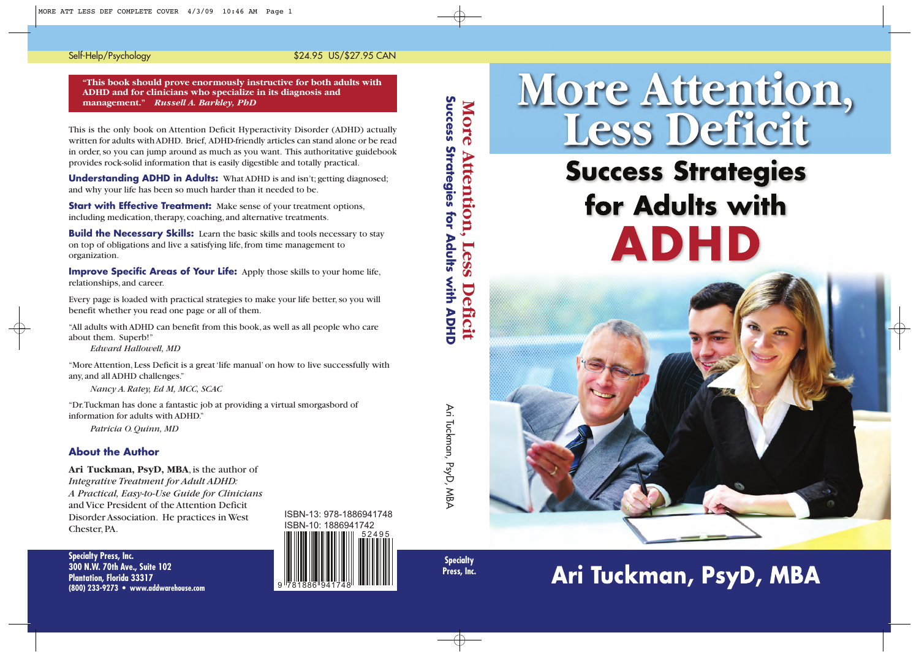# More Attention, Less Deficit

## Success Strategies for Adults with ADHD

**Ari Tuckman, PsyD, MBA**

Self-Help/Psychology

$24.95 US/$27.95 CAN

**"This book should prove enormously instructive for both adults with ADHD and for clinicians who specialize in its diagnosis and management."** ***Russell A. Barkley, PhD***

This is the only book on Attention Deficit Hyperactivity Disorder (ADHD) actually written for adults with ADHD. Brief, ADHD-friendly articles can stand alone or be read in order, so you can jump around as much as you want. This authoritative guidebook provides rock-solid information that is easily digestible and totally practical.

**Understanding ADHD in Adults:** What ADHD is and isn't; getting diagnosed; and why your life has been so much harder than it needed to be.

**Start with Effective Treatment:** Make sense of your treatment options, including medication, therapy, coaching, and alternative treatments.

**Build the Necessary Skills:** Learn the basic skills and tools necessary to stay on top of obligations and live a satisfying life, from time management to organization.

**Improve Specific Areas of Your Life:** Apply those skills to your home life, relationships, and career.

Every page is loaded with practical strategies to make your life better, so you will benefit whether you read one page or all of them.

"All adults with ADHD can benefit from this book, as well as all people who care about them. Superb!"

*Edward Hallowell, MD*

"More Attention, Less Deficit is a great 'life manual' on how to live successfully with any, and all ADHD challenges."

*Nancy A. Ratey, Ed M, MCC, SCAC*

"Dr. Tuckman has done a fantastic job at providing a virtual smorgasbord of information for adults with ADHD."

*Patricia O. Quinn, MD*

### About the Author

**Ari Tuckman, PsyD, MBA**, is the author of *Integrative Treatment for Adult ADHD: A Practical, Easy-to-Use Guide for Clinicians* and Vice President of the Attention Deficit Disorder Association. He practices in West Chester, PA.

ISBN-13: 978-1886941748
ISBN-10: 1886941742

**Specialty Press, Inc.**
**300 N.W. 70th Ave., Suite 102**
**Plantation, Florida 33317**
**(800) 233-9273 • www.addwarehouse.com**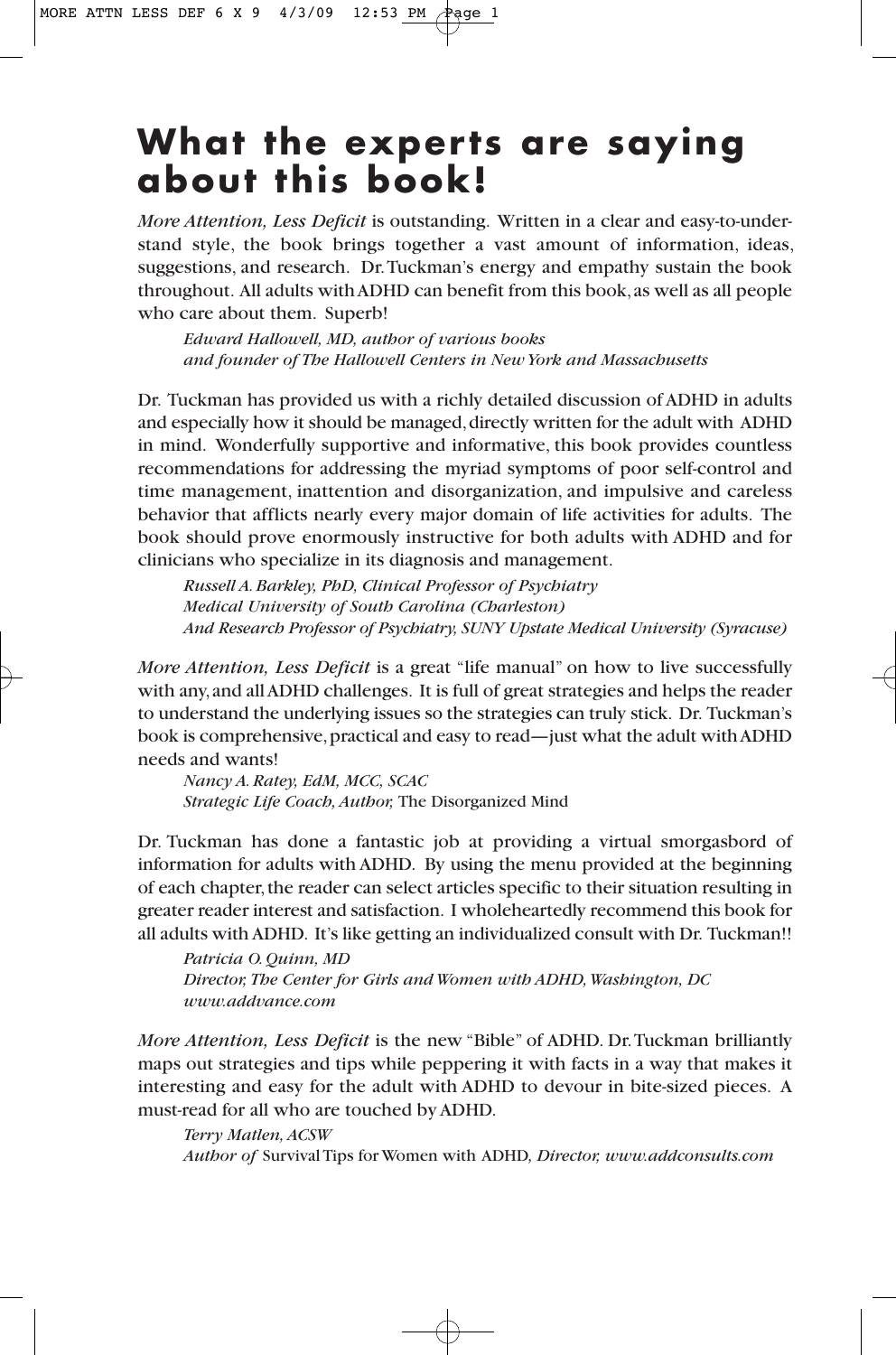# What the experts are saying about this book!

*More Attention, Less Deficit* is outstanding. Written in a clear and easy-to-understand style, the book brings together a vast amount of information, ideas, suggestions, and research. Dr. Tuckman's energy and empathy sustain the book throughout. All adults with ADHD can benefit from this book, as well as all people who care about them. Superb!

> *Edward Hallowell, MD, author of various books and founder of The Hallowell Centers in New York and Massachusetts*

Dr. Tuckman has provided us with a richly detailed discussion of ADHD in adults and especially how it should be managed, directly written for the adult with ADHD in mind. Wonderfully supportive and informative, this book provides countless recommendations for addressing the myriad symptoms of poor self-control and time management, inattention and disorganization, and impulsive and careless behavior that afflicts nearly every major domain of life activities for adults. The book should prove enormously instructive for both adults with ADHD and for clinicians who specialize in its diagnosis and management.

> *Russell A. Barkley, PhD, Clinical Professor of Psychiatry*
> *Medical University of South Carolina (Charleston)*
> *And Research Professor of Psychiatry, SUNY Upstate Medical University (Syracuse)*

*More Attention, Less Deficit* is a great "life manual" on how to live successfully with any, and all ADHD challenges. It is full of great strategies and helps the reader to understand the underlying issues so the strategies can truly stick. Dr. Tuckman's book is comprehensive, practical and easy to read—just what the adult with ADHD needs and wants!

> *Nancy A. Ratey, EdM, MCC, SCAC*
> *Strategic Life Coach, Author,* The Disorganized Mind

Dr. Tuckman has done a fantastic job at providing a virtual smorgasbord of information for adults with ADHD. By using the menu provided at the beginning of each chapter, the reader can select articles specific to their situation resulting in greater reader interest and satisfaction. I wholeheartedly recommend this book for all adults with ADHD. It's like getting an individualized consult with Dr. Tuckman!!

> *Patricia O. Quinn, MD*
> *Director, The Center for Girls and Women with ADHD, Washington, DC*
> *www.addvance.com*

*More Attention, Less Deficit* is the new "Bible" of ADHD. Dr. Tuckman brilliantly maps out strategies and tips while peppering it with facts in a way that makes it interesting and easy for the adult with ADHD to devour in bite-sized pieces. A must-read for all who are touched by ADHD.

> *Terry Matlen, ACSW*
> *Author of* Survival Tips for Women with ADHD*, Director, www.addconsults.com*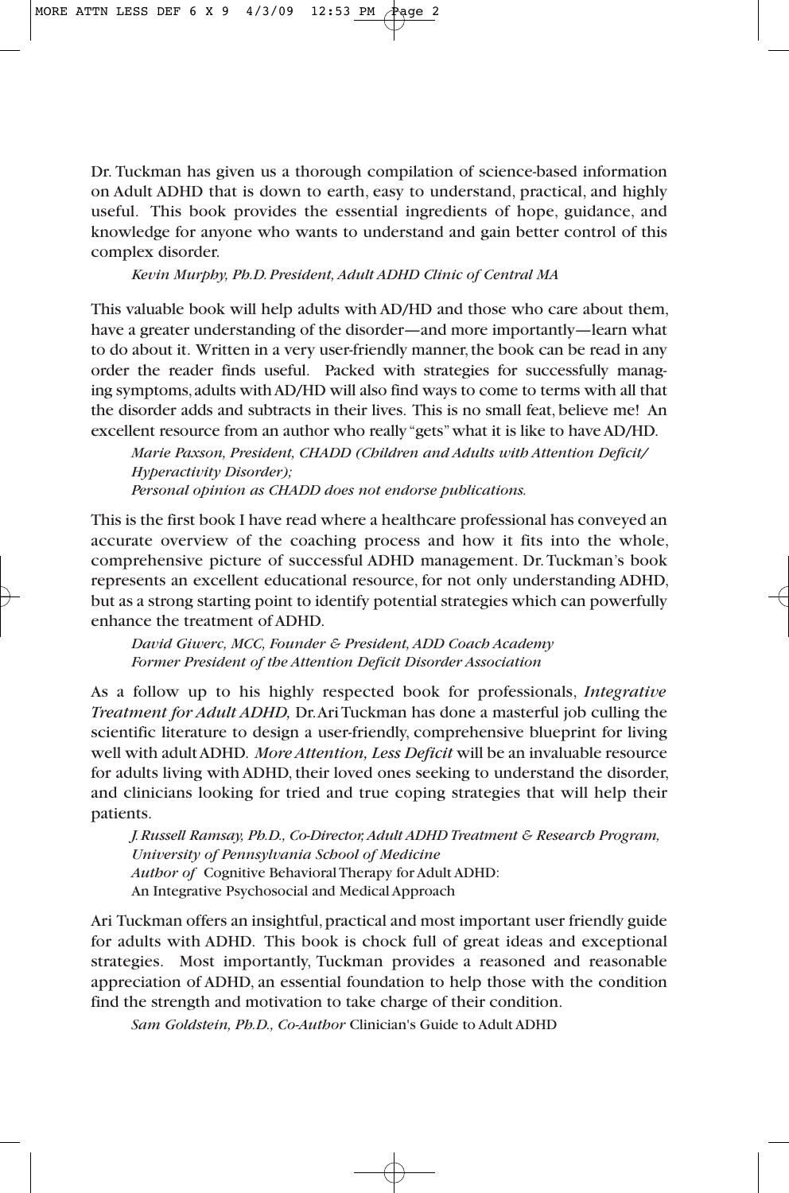Dr. Tuckman has given us a thorough compilation of science-based information on Adult ADHD that is down to earth, easy to understand, practical, and highly useful. This book provides the essential ingredients of hope, guidance, and knowledge for anyone who wants to understand and gain better control of this complex disorder.

*Kevin Murphy, Ph.D. President, Adult ADHD Clinic of Central MA*

This valuable book will help adults with AD/HD and those who care about them, have a greater understanding of the disorder—and more importantly—learn what to do about it. Written in a very user-friendly manner, the book can be read in any order the reader finds useful. Packed with strategies for successfully managing symptoms, adults with AD/HD will also find ways to come to terms with all that the disorder adds and subtracts in their lives. This is no small feat, believe me! An excellent resource from an author who really "gets" what it is like to have AD/HD.

*Marie Paxson, President, CHADD (Children and Adults with Attention Deficit/ Hyperactivity Disorder);*
*Personal opinion as CHADD does not endorse publications.*

This is the first book I have read where a healthcare professional has conveyed an accurate overview of the coaching process and how it fits into the whole, comprehensive picture of successful ADHD management. Dr. Tuckman's book represents an excellent educational resource, for not only understanding ADHD, but as a strong starting point to identify potential strategies which can powerfully enhance the treatment of ADHD.

*David Giwerc, MCC, Founder & President, ADD Coach Academy*
*Former President of the Attention Deficit Disorder Association*

As a follow up to his highly respected book for professionals, *Integrative Treatment for Adult ADHD,* Dr. Ari Tuckman has done a masterful job culling the scientific literature to design a user-friendly, comprehensive blueprint for living well with adult ADHD. *More Attention, Less Deficit* will be an invaluable resource for adults living with ADHD, their loved ones seeking to understand the disorder, and clinicians looking for tried and true coping strategies that will help their patients.

*J. Russell Ramsay, Ph.D., Co-Director, Adult ADHD Treatment & Research Program, University of Pennsylvania School of Medicine*
*Author of* Cognitive Behavioral Therapy for Adult ADHD: An Integrative Psychosocial and Medical Approach

Ari Tuckman offers an insightful, practical and most important user friendly guide for adults with ADHD. This book is chock full of great ideas and exceptional strategies. Most importantly, Tuckman provides a reasoned and reasonable appreciation of ADHD, an essential foundation to help those with the condition find the strength and motivation to take charge of their condition.

*Sam Goldstein, Ph.D., Co-Author* Clinician's Guide to Adult ADHD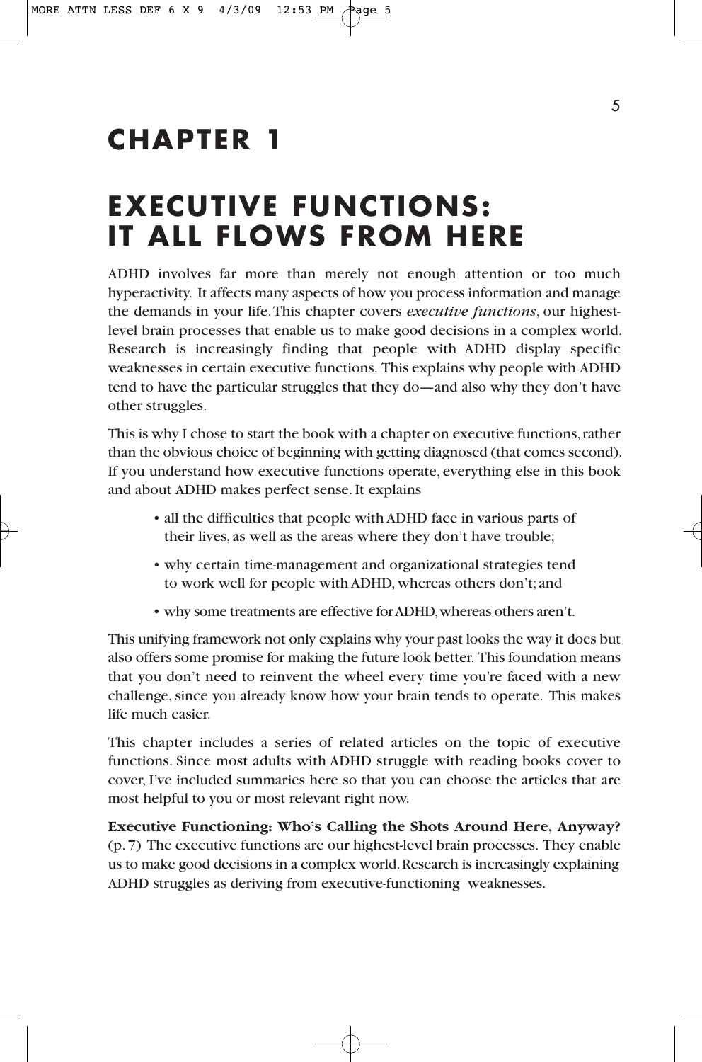# CHAPTER 1

# EXECUTIVE FUNCTIONS: IT ALL FLOWS FROM HERE

ADHD involves far more than merely not enough attention or too much hyperactivity. It affects many aspects of how you process information and manage the demands in your life. This chapter covers *executive functions*, our highest-level brain processes that enable us to make good decisions in a complex world. Research is increasingly finding that people with ADHD display specific weaknesses in certain executive functions. This explains why people with ADHD tend to have the particular struggles that they do—and also why they don't have other struggles.

This is why I chose to start the book with a chapter on executive functions, rather than the obvious choice of beginning with getting diagnosed (that comes second). If you understand how executive functions operate, everything else in this book and about ADHD makes perfect sense. It explains

- all the difficulties that people with ADHD face in various parts of their lives, as well as the areas where they don't have trouble;
- why certain time-management and organizational strategies tend to work well for people with ADHD, whereas others don't; and
- why some treatments are effective for ADHD, whereas others aren't.

This unifying framework not only explains why your past looks the way it does but also offers some promise for making the future look better. This foundation means that you don't need to reinvent the wheel every time you're faced with a new challenge, since you already know how your brain tends to operate. This makes life much easier.

This chapter includes a series of related articles on the topic of executive functions. Since most adults with ADHD struggle with reading books cover to cover, I've included summaries here so that you can choose the articles that are most helpful to you or most relevant right now.

**Executive Functioning: Who's Calling the Shots Around Here, Anyway?** (p. 7) The executive functions are our highest-level brain processes. They enable us to make good decisions in a complex world. Research is increasingly explaining ADHD struggles as deriving from executive-functioning weaknesses.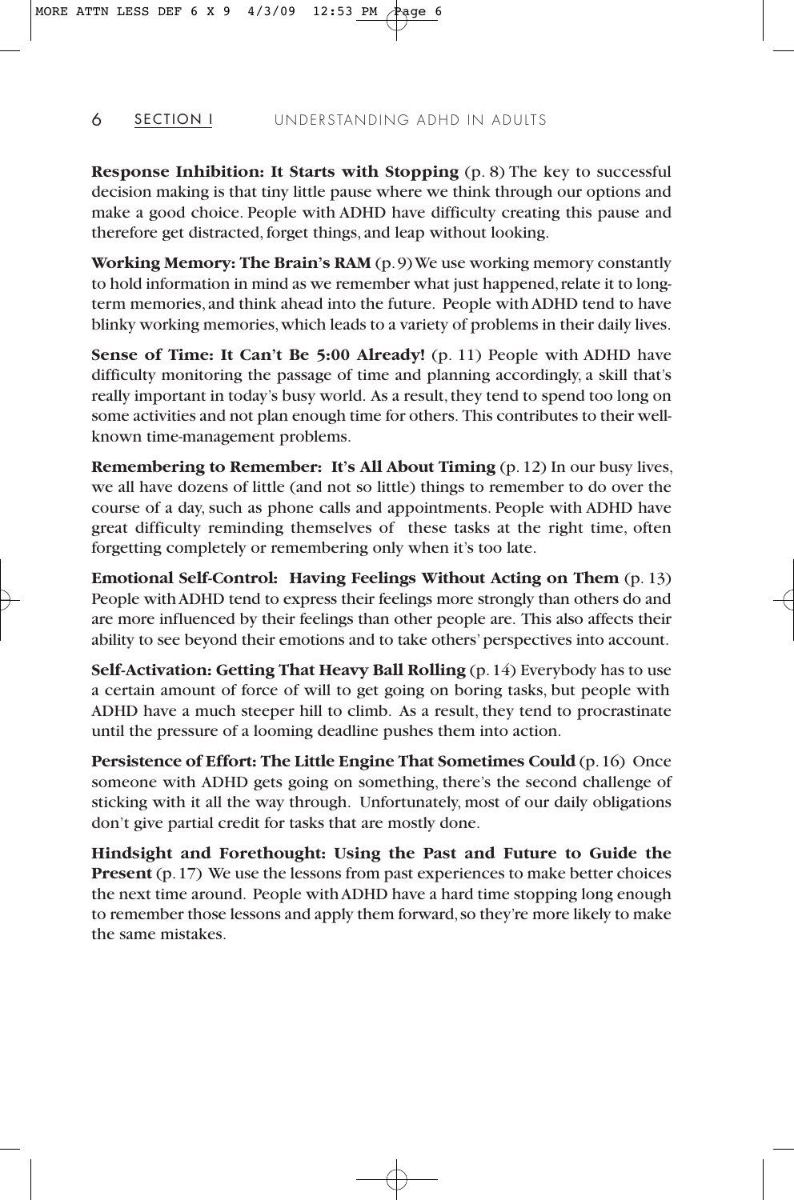**Response Inhibition: It Starts with Stopping** (p. 8) The key to successful decision making is that tiny little pause where we think through our options and make a good choice. People with ADHD have difficulty creating this pause and therefore get distracted, forget things, and leap without looking.

**Working Memory: The Brain's RAM** (p. 9) We use working memory constantly to hold information in mind as we remember what just happened, relate it to long-term memories, and think ahead into the future. People with ADHD tend to have blinky working memories, which leads to a variety of problems in their daily lives.

**Sense of Time: It Can't Be 5:00 Already!** (p. 11) People with ADHD have difficulty monitoring the passage of time and planning accordingly, a skill that's really important in today's busy world. As a result, they tend to spend too long on some activities and not plan enough time for others. This contributes to their well-known time-management problems.

**Remembering to Remember: It's All About Timing** (p. 12) In our busy lives, we all have dozens of little (and not so little) things to remember to do over the course of a day, such as phone calls and appointments. People with ADHD have great difficulty reminding themselves of these tasks at the right time, often forgetting completely or remembering only when it's too late.

**Emotional Self-Control: Having Feelings Without Acting on Them** (p. 13) People with ADHD tend to express their feelings more strongly than others do and are more influenced by their feelings than other people are. This also affects their ability to see beyond their emotions and to take others' perspectives into account.

**Self-Activation: Getting That Heavy Ball Rolling** (p. 14) Everybody has to use a certain amount of force of will to get going on boring tasks, but people with ADHD have a much steeper hill to climb. As a result, they tend to procrastinate until the pressure of a looming deadline pushes them into action.

**Persistence of Effort: The Little Engine That Sometimes Could** (p. 16) Once someone with ADHD gets going on something, there's the second challenge of sticking with it all the way through. Unfortunately, most of our daily obligations don't give partial credit for tasks that are mostly done.

**Hindsight and Forethought: Using the Past and Future to Guide the Present** (p. 17) We use the lessons from past experiences to make better choices the next time around. People with ADHD have a hard time stopping long enough to remember those lessons and apply them forward, so they're more likely to make the same mistakes.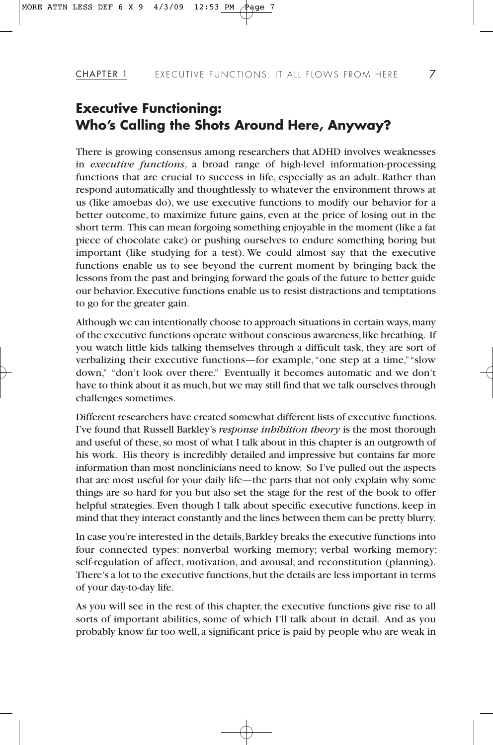## Executive Functioning: Who's Calling the Shots Around Here, Anyway?

There is growing consensus among researchers that ADHD involves weaknesses in *executive functions*, a broad range of high-level information-processing functions that are crucial to success in life, especially as an adult. Rather than respond automatically and thoughtlessly to whatever the environment throws at us (like amoebas do), we use executive functions to modify our behavior for a better outcome, to maximize future gains, even at the price of losing out in the short term. This can mean forgoing something enjoyable in the moment (like a fat piece of chocolate cake) or pushing ourselves to endure something boring but important (like studying for a test). We could almost say that the executive functions enable us to see beyond the current moment by bringing back the lessons from the past and bringing forward the goals of the future to better guide our behavior. Executive functions enable us to resist distractions and temptations to go for the greater gain.

Although we can intentionally choose to approach situations in certain ways, many of the executive functions operate without conscious awareness, like breathing. If you watch little kids talking themselves through a difficult task, they are sort of verbalizing their executive functions—for example, "one step at a time," "slow down," "don't look over there." Eventually it becomes automatic and we don't have to think about it as much, but we may still find that we talk ourselves through challenges sometimes.

Different researchers have created somewhat different lists of executive functions. I've found that Russell Barkley's *response inhibition theory* is the most thorough and useful of these, so most of what I talk about in this chapter is an outgrowth of his work. His theory is incredibly detailed and impressive but contains far more information than most nonclinicians need to know. So I've pulled out the aspects that are most useful for your daily life—the parts that not only explain why some things are so hard for you but also set the stage for the rest of the book to offer helpful strategies. Even though I talk about specific executive functions, keep in mind that they interact constantly and the lines between them can be pretty blurry.

In case you're interested in the details, Barkley breaks the executive functions into four connected types: nonverbal working memory; verbal working memory; self-regulation of affect, motivation, and arousal; and reconstitution (planning). There's a lot to the executive functions, but the details are less important in terms of your day-to-day life.

As you will see in the rest of this chapter, the executive functions give rise to all sorts of important abilities, some of which I'll talk about in detail. And as you probably know far too well, a significant price is paid by people who are weak in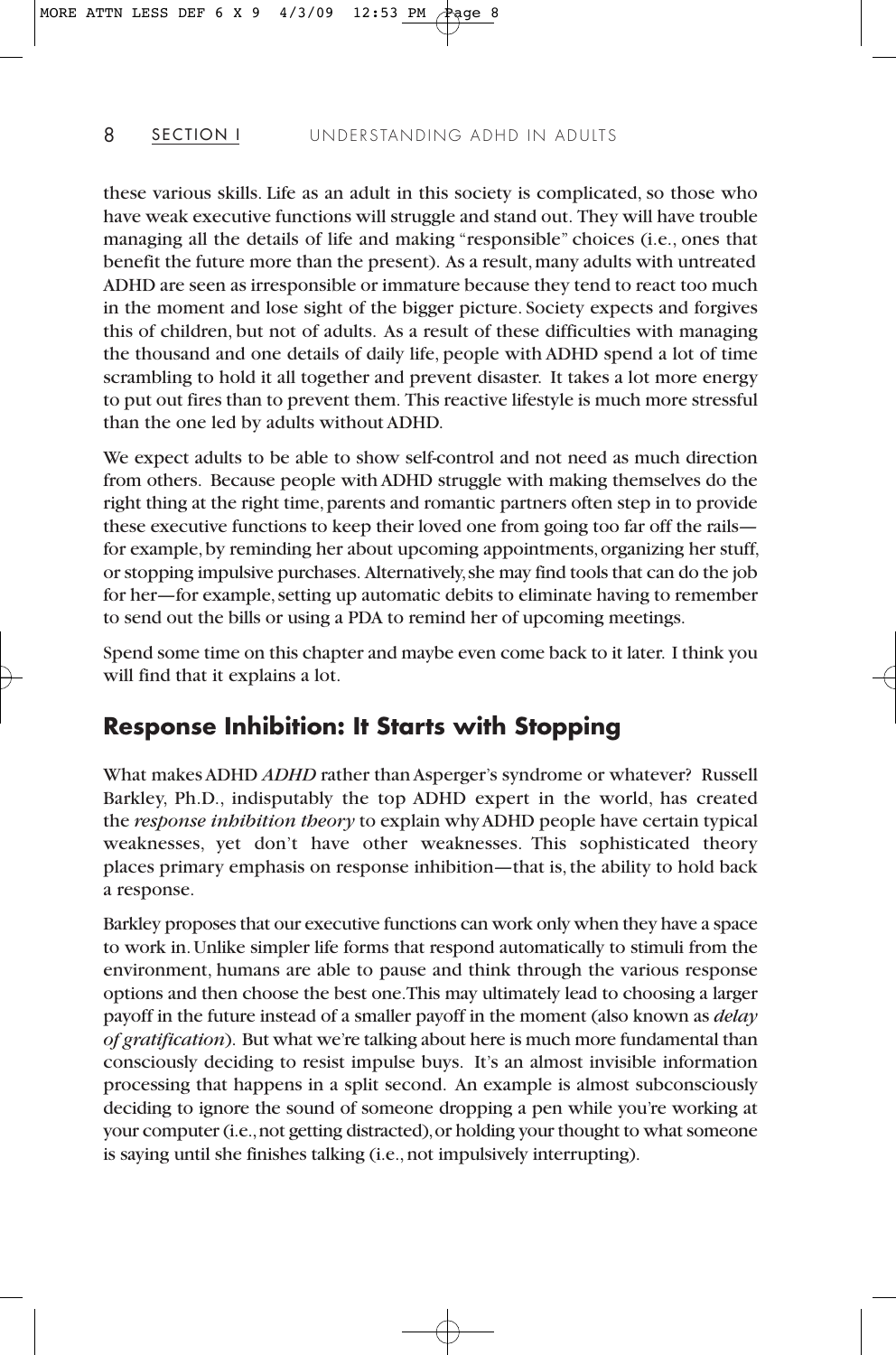these various skills. Life as an adult in this society is complicated, so those who have weak executive functions will struggle and stand out. They will have trouble managing all the details of life and making "responsible" choices (i.e., ones that benefit the future more than the present). As a result, many adults with untreated ADHD are seen as irresponsible or immature because they tend to react too much in the moment and lose sight of the bigger picture. Society expects and forgives this of children, but not of adults. As a result of these difficulties with managing the thousand and one details of daily life, people with ADHD spend a lot of time scrambling to hold it all together and prevent disaster. It takes a lot more energy to put out fires than to prevent them. This reactive lifestyle is much more stressful than the one led by adults without ADHD.

We expect adults to be able to show self-control and not need as much direction from others. Because people with ADHD struggle with making themselves do the right thing at the right time, parents and romantic partners often step in to provide these executive functions to keep their loved one from going too far off the rails—for example, by reminding her about upcoming appointments, organizing her stuff, or stopping impulsive purchases. Alternatively, she may find tools that can do the job for her—for example, setting up automatic debits to eliminate having to remember to send out the bills or using a PDA to remind her of upcoming meetings.

Spend some time on this chapter and maybe even come back to it later. I think you will find that it explains a lot.

## Response Inhibition: It Starts with Stopping

What makes ADHD *ADHD* rather than Asperger's syndrome or whatever? Russell Barkley, Ph.D., indisputably the top ADHD expert in the world, has created the *response inhibition theory* to explain why ADHD people have certain typical weaknesses, yet don't have other weaknesses. This sophisticated theory places primary emphasis on response inhibition—that is, the ability to hold back a response.

Barkley proposes that our executive functions can work only when they have a space to work in. Unlike simpler life forms that respond automatically to stimuli from the environment, humans are able to pause and think through the various response options and then choose the best one. This may ultimately lead to choosing a larger payoff in the future instead of a smaller payoff in the moment (also known as *delay of gratification*). But what we're talking about here is much more fundamental than consciously deciding to resist impulse buys. It's an almost invisible information processing that happens in a split second. An example is almost subconsciously deciding to ignore the sound of someone dropping a pen while you're working at your computer (i.e., not getting distracted), or holding your thought to what someone is saying until she finishes talking (i.e., not impulsively interrupting).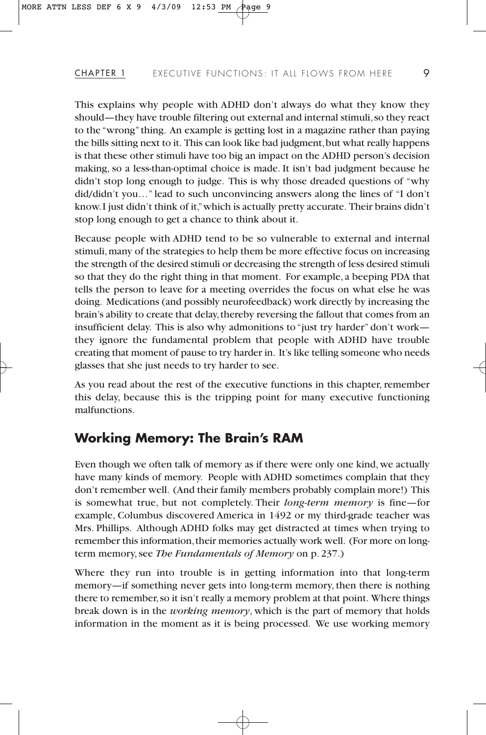This explains why people with ADHD don't always do what they know they should—they have trouble filtering out external and internal stimuli, so they react to the "wrong" thing. An example is getting lost in a magazine rather than paying the bills sitting next to it. This can look like bad judgment, but what really happens is that these other stimuli have too big an impact on the ADHD person's decision making, so a less-than-optimal choice is made. It isn't bad judgment because he didn't stop long enough to judge. This is why those dreaded questions of "why did/didn't you…" lead to such unconvincing answers along the lines of "I don't know. I just didn't think of it," which is actually pretty accurate. Their brains didn't stop long enough to get a chance to think about it.

Because people with ADHD tend to be so vulnerable to external and internal stimuli, many of the strategies to help them be more effective focus on increasing the strength of the desired stimuli or decreasing the strength of less desired stimuli so that they do the right thing in that moment. For example, a beeping PDA that tells the person to leave for a meeting overrides the focus on what else he was doing. Medications (and possibly neurofeedback) work directly by increasing the brain's ability to create that delay, thereby reversing the fallout that comes from an insufficient delay. This is also why admonitions to "just try harder" don't work—they ignore the fundamental problem that people with ADHD have trouble creating that moment of pause to try harder in. It's like telling someone who needs glasses that she just needs to try harder to see.

As you read about the rest of the executive functions in this chapter, remember this delay, because this is the tripping point for many executive functioning malfunctions.

## Working Memory: The Brain's RAM

Even though we often talk of memory as if there were only one kind, we actually have many kinds of memory. People with ADHD sometimes complain that they don't remember well. (And their family members probably complain more!) This is somewhat true, but not completely. Their *long-term memory* is fine—for example, Columbus discovered America in 1492 or my third-grade teacher was Mrs. Phillips. Although ADHD folks may get distracted at times when trying to remember this information, their memories actually work well. (For more on long-term memory, see *The Fundamentals of Memory* on p. 237.)

Where they run into trouble is in getting information into that long-term memory—if something never gets into long-term memory, then there is nothing there to remember, so it isn't really a memory problem at that point. Where things break down is in the *working memory*, which is the part of memory that holds information in the moment as it is being processed. We use working memory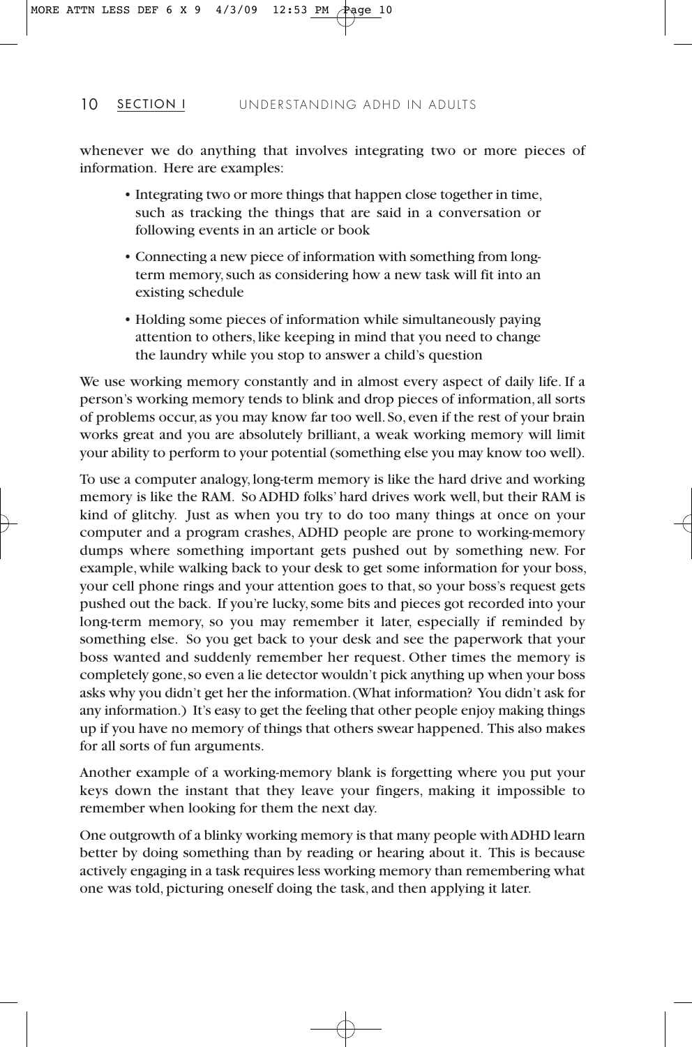whenever we do anything that involves integrating two or more pieces of information. Here are examples:

- Integrating two or more things that happen close together in time, such as tracking the things that are said in a conversation or following events in an article or book
- Connecting a new piece of information with something from long-term memory, such as considering how a new task will fit into an existing schedule
- Holding some pieces of information while simultaneously paying attention to others, like keeping in mind that you need to change the laundry while you stop to answer a child's question

We use working memory constantly and in almost every aspect of daily life. If a person's working memory tends to blink and drop pieces of information, all sorts of problems occur, as you may know far too well. So, even if the rest of your brain works great and you are absolutely brilliant, a weak working memory will limit your ability to perform to your potential (something else you may know too well).

To use a computer analogy, long-term memory is like the hard drive and working memory is like the RAM. So ADHD folks' hard drives work well, but their RAM is kind of glitchy. Just as when you try to do too many things at once on your computer and a program crashes, ADHD people are prone to working-memory dumps where something important gets pushed out by something new. For example, while walking back to your desk to get some information for your boss, your cell phone rings and your attention goes to that, so your boss's request gets pushed out the back. If you're lucky, some bits and pieces got recorded into your long-term memory, so you may remember it later, especially if reminded by something else. So you get back to your desk and see the paperwork that your boss wanted and suddenly remember her request. Other times the memory is completely gone, so even a lie detector wouldn't pick anything up when your boss asks why you didn't get her the information. (What information? You didn't ask for any information.) It's easy to get the feeling that other people enjoy making things up if you have no memory of things that others swear happened. This also makes for all sorts of fun arguments.

Another example of a working-memory blank is forgetting where you put your keys down the instant that they leave your fingers, making it impossible to remember when looking for them the next day.

One outgrowth of a blinky working memory is that many people with ADHD learn better by doing something than by reading or hearing about it. This is because actively engaging in a task requires less working memory than remembering what one was told, picturing oneself doing the task, and then applying it later.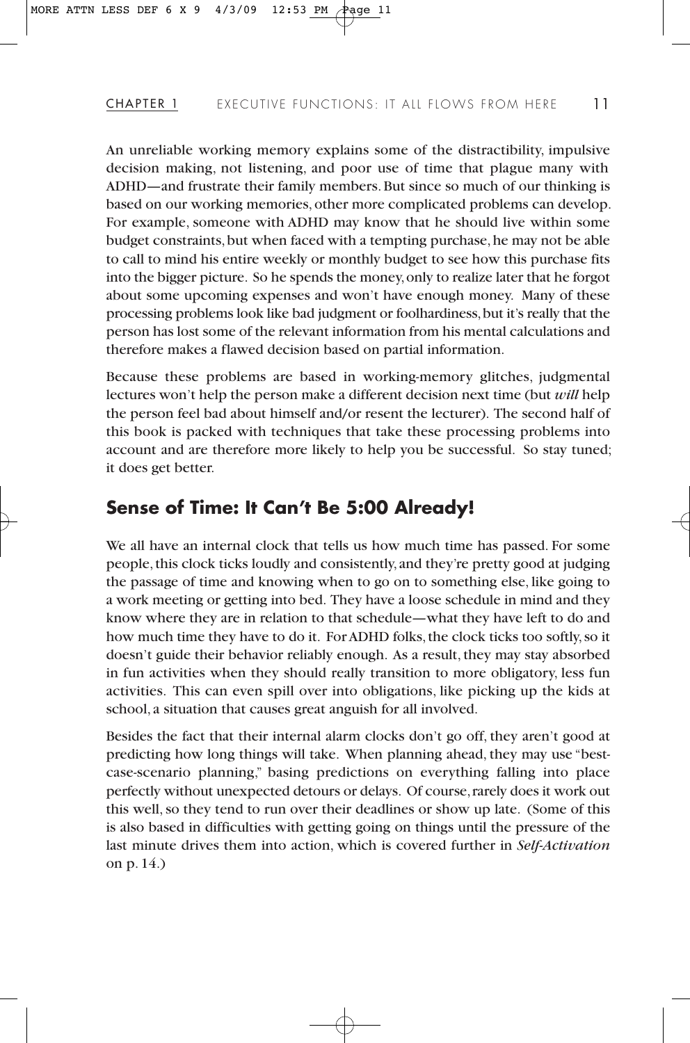An unreliable working memory explains some of the distractibility, impulsive decision making, not listening, and poor use of time that plague many with ADHD—and frustrate their family members. But since so much of our thinking is based on our working memories, other more complicated problems can develop. For example, someone with ADHD may know that he should live within some budget constraints, but when faced with a tempting purchase, he may not be able to call to mind his entire weekly or monthly budget to see how this purchase fits into the bigger picture. So he spends the money, only to realize later that he forgot about some upcoming expenses and won't have enough money. Many of these processing problems look like bad judgment or foolhardiness, but it's really that the person has lost some of the relevant information from his mental calculations and therefore makes a flawed decision based on partial information.

Because these problems are based in working-memory glitches, judgmental lectures won't help the person make a different decision next time (but *will* help the person feel bad about himself and/or resent the lecturer). The second half of this book is packed with techniques that take these processing problems into account and are therefore more likely to help you be successful. So stay tuned; it does get better.

## Sense of Time: It Can't Be 5:00 Already!

We all have an internal clock that tells us how much time has passed. For some people, this clock ticks loudly and consistently, and they're pretty good at judging the passage of time and knowing when to go on to something else, like going to a work meeting or getting into bed. They have a loose schedule in mind and they know where they are in relation to that schedule—what they have left to do and how much time they have to do it. For ADHD folks, the clock ticks too softly, so it doesn't guide their behavior reliably enough. As a result, they may stay absorbed in fun activities when they should really transition to more obligatory, less fun activities. This can even spill over into obligations, like picking up the kids at school, a situation that causes great anguish for all involved.

Besides the fact that their internal alarm clocks don't go off, they aren't good at predicting how long things will take. When planning ahead, they may use "best-case-scenario planning," basing predictions on everything falling into place perfectly without unexpected detours or delays. Of course, rarely does it work out this well, so they tend to run over their deadlines or show up late. (Some of this is also based in difficulties with getting going on things until the pressure of the last minute drives them into action, which is covered further in *Self-Activation* on p. 14.)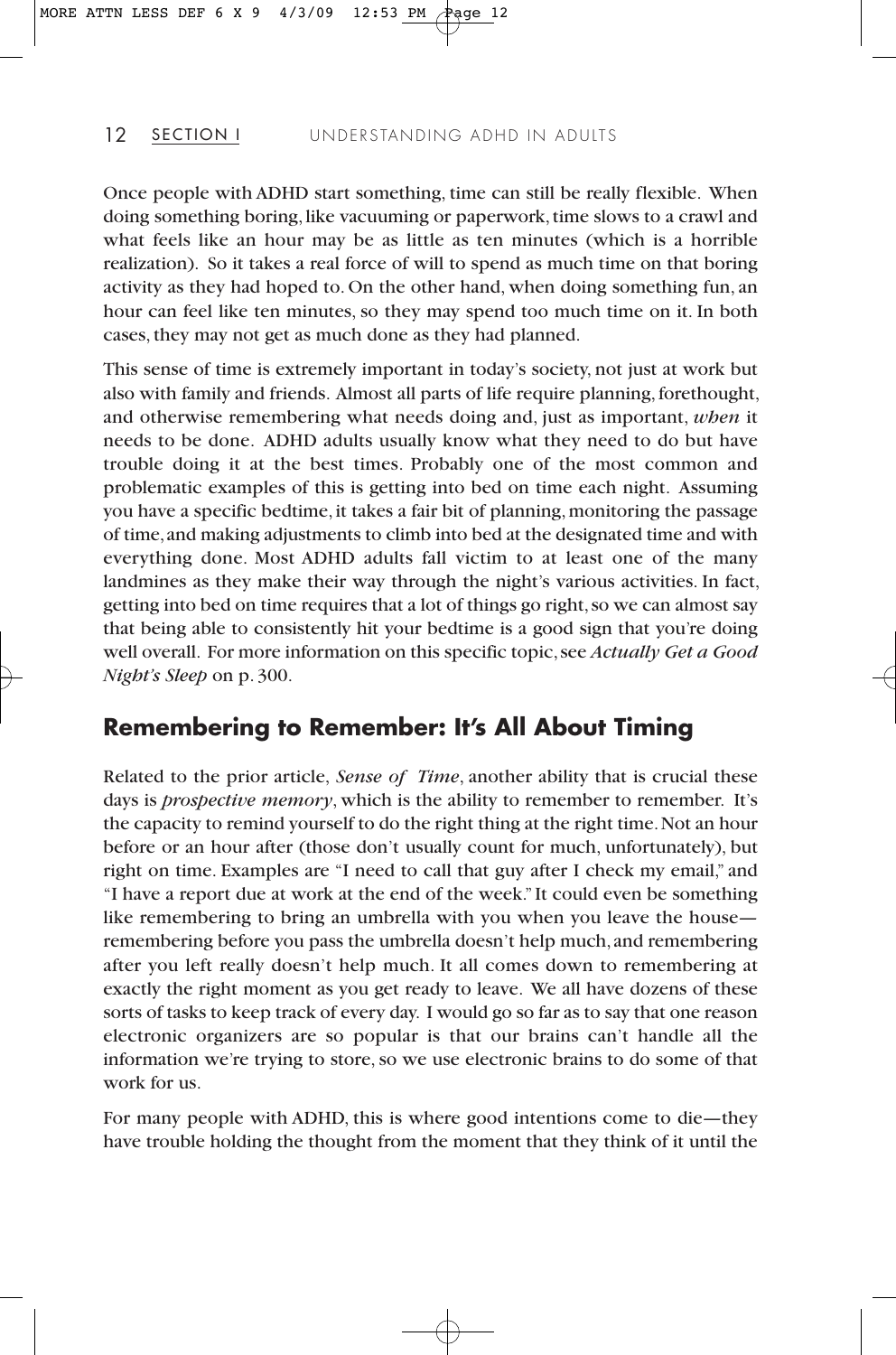Once people with ADHD start something, time can still be really flexible. When doing something boring, like vacuuming or paperwork, time slows to a crawl and what feels like an hour may be as little as ten minutes (which is a horrible realization). So it takes a real force of will to spend as much time on that boring activity as they had hoped to. On the other hand, when doing something fun, an hour can feel like ten minutes, so they may spend too much time on it. In both cases, they may not get as much done as they had planned.

This sense of time is extremely important in today's society, not just at work but also with family and friends. Almost all parts of life require planning, forethought, and otherwise remembering what needs doing and, just as important, *when* it needs to be done. ADHD adults usually know what they need to do but have trouble doing it at the best times. Probably one of the most common and problematic examples of this is getting into bed on time each night. Assuming you have a specific bedtime, it takes a fair bit of planning, monitoring the passage of time, and making adjustments to climb into bed at the designated time and with everything done. Most ADHD adults fall victim to at least one of the many landmines as they make their way through the night's various activities. In fact, getting into bed on time requires that a lot of things go right, so we can almost say that being able to consistently hit your bedtime is a good sign that you're doing well overall. For more information on this specific topic, see *Actually Get a Good Night's Sleep* on p. 300.

## Remembering to Remember: It's All About Timing

Related to the prior article, *Sense of Time*, another ability that is crucial these days is *prospective memory*, which is the ability to remember to remember. It's the capacity to remind yourself to do the right thing at the right time. Not an hour before or an hour after (those don't usually count for much, unfortunately), but right on time. Examples are "I need to call that guy after I check my email," and "I have a report due at work at the end of the week." It could even be something like remembering to bring an umbrella with you when you leave the house—remembering before you pass the umbrella doesn't help much, and remembering after you left really doesn't help much. It all comes down to remembering at exactly the right moment as you get ready to leave. We all have dozens of these sorts of tasks to keep track of every day. I would go so far as to say that one reason electronic organizers are so popular is that our brains can't handle all the information we're trying to store, so we use electronic brains to do some of that work for us.

For many people with ADHD, this is where good intentions come to die—they have trouble holding the thought from the moment that they think of it until the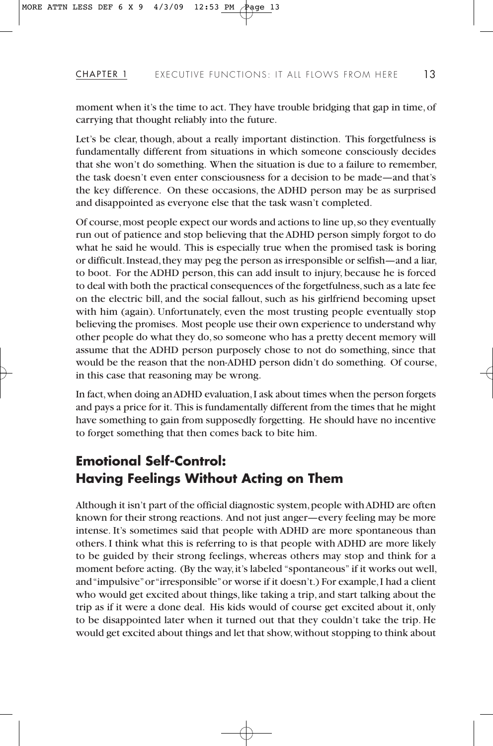moment when it's the time to act. They have trouble bridging that gap in time, of carrying that thought reliably into the future.

Let's be clear, though, about a really important distinction. This forgetfulness is fundamentally different from situations in which someone consciously decides that she won't do something. When the situation is due to a failure to remember, the task doesn't even enter consciousness for a decision to be made—and that's the key difference. On these occasions, the ADHD person may be as surprised and disappointed as everyone else that the task wasn't completed.

Of course, most people expect our words and actions to line up, so they eventually run out of patience and stop believing that the ADHD person simply forgot to do what he said he would. This is especially true when the promised task is boring or difficult. Instead, they may peg the person as irresponsible or selfish—and a liar, to boot. For the ADHD person, this can add insult to injury, because he is forced to deal with both the practical consequences of the forgetfulness, such as a late fee on the electric bill, and the social fallout, such as his girlfriend becoming upset with him (again). Unfortunately, even the most trusting people eventually stop believing the promises. Most people use their own experience to understand why other people do what they do, so someone who has a pretty decent memory will assume that the ADHD person purposely chose to not do something, since that would be the reason that the non-ADHD person didn't do something. Of course, in this case that reasoning may be wrong.

In fact, when doing an ADHD evaluation, I ask about times when the person forgets and pays a price for it. This is fundamentally different from the times that he might have something to gain from supposedly forgetting. He should have no incentive to forget something that then comes back to bite him.

## Emotional Self-Control: Having Feelings Without Acting on Them

Although it isn't part of the official diagnostic system, people with ADHD are often known for their strong reactions. And not just anger—every feeling may be more intense. It's sometimes said that people with ADHD are more spontaneous than others. I think what this is referring to is that people with ADHD are more likely to be guided by their strong feelings, whereas others may stop and think for a moment before acting. (By the way, it's labeled "spontaneous" if it works out well, and "impulsive" or "irresponsible" or worse if it doesn't.) For example, I had a client who would get excited about things, like taking a trip, and start talking about the trip as if it were a done deal. His kids would of course get excited about it, only to be disappointed later when it turned out that they couldn't take the trip. He would get excited about things and let that show, without stopping to think about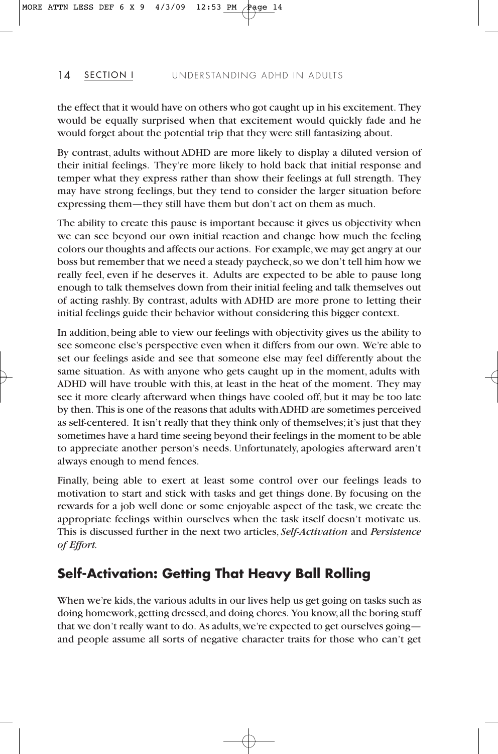the effect that it would have on others who got caught up in his excitement. They would be equally surprised when that excitement would quickly fade and he would forget about the potential trip that they were still fantasizing about.

By contrast, adults without ADHD are more likely to display a diluted version of their initial feelings. They're more likely to hold back that initial response and temper what they express rather than show their feelings at full strength. They may have strong feelings, but they tend to consider the larger situation before expressing them—they still have them but don't act on them as much.

The ability to create this pause is important because it gives us objectivity when we can see beyond our own initial reaction and change how much the feeling colors our thoughts and affects our actions. For example, we may get angry at our boss but remember that we need a steady paycheck, so we don't tell him how we really feel, even if he deserves it. Adults are expected to be able to pause long enough to talk themselves down from their initial feeling and talk themselves out of acting rashly. By contrast, adults with ADHD are more prone to letting their initial feelings guide their behavior without considering this bigger context.

In addition, being able to view our feelings with objectivity gives us the ability to see someone else's perspective even when it differs from our own. We're able to set our feelings aside and see that someone else may feel differently about the same situation. As with anyone who gets caught up in the moment, adults with ADHD will have trouble with this, at least in the heat of the moment. They may see it more clearly afterward when things have cooled off, but it may be too late by then. This is one of the reasons that adults with ADHD are sometimes perceived as self-centered. It isn't really that they think only of themselves; it's just that they sometimes have a hard time seeing beyond their feelings in the moment to be able to appreciate another person's needs. Unfortunately, apologies afterward aren't always enough to mend fences.

Finally, being able to exert at least some control over our feelings leads to motivation to start and stick with tasks and get things done. By focusing on the rewards for a job well done or some enjoyable aspect of the task, we create the appropriate feelings within ourselves when the task itself doesn't motivate us. This is discussed further in the next two articles, *Self-Activation* and *Persistence of Effort.*

## Self-Activation: Getting That Heavy Ball Rolling

When we're kids, the various adults in our lives help us get going on tasks such as doing homework, getting dressed, and doing chores. You know, all the boring stuff that we don't really want to do. As adults, we're expected to get ourselves going—and people assume all sorts of negative character traits for those who can't get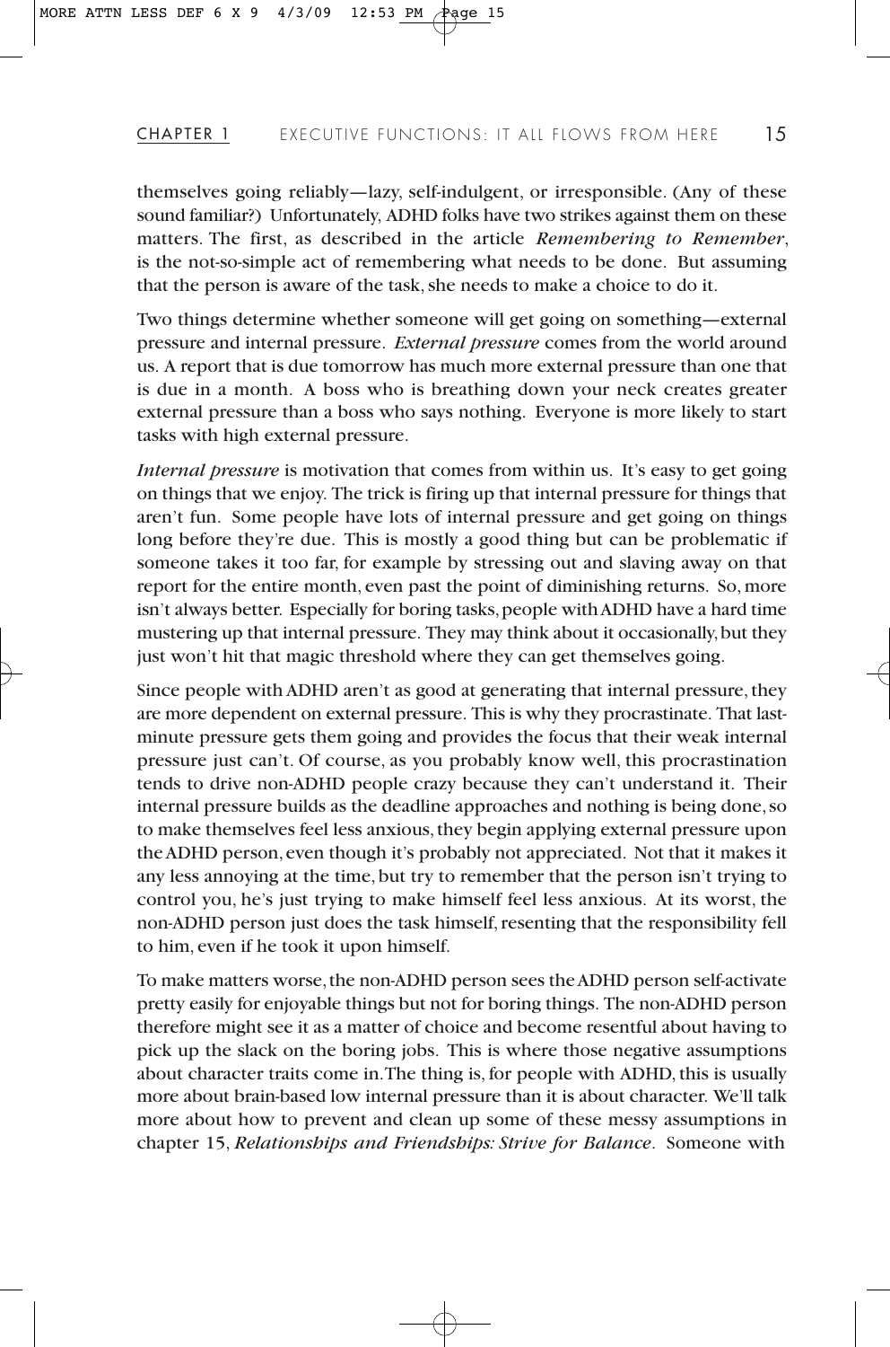themselves going reliably—lazy, self-indulgent, or irresponsible. (Any of these sound familiar?) Unfortunately, ADHD folks have two strikes against them on these matters. The first, as described in the article *Remembering to Remember*, is the not-so-simple act of remembering what needs to be done. But assuming that the person is aware of the task, she needs to make a choice to do it.

Two things determine whether someone will get going on something—external pressure and internal pressure. *External pressure* comes from the world around us. A report that is due tomorrow has much more external pressure than one that is due in a month. A boss who is breathing down your neck creates greater external pressure than a boss who says nothing. Everyone is more likely to start tasks with high external pressure.

*Internal pressure* is motivation that comes from within us. It's easy to get going on things that we enjoy. The trick is firing up that internal pressure for things that aren't fun. Some people have lots of internal pressure and get going on things long before they're due. This is mostly a good thing but can be problematic if someone takes it too far, for example by stressing out and slaving away on that report for the entire month, even past the point of diminishing returns. So, more isn't always better. Especially for boring tasks, people with ADHD have a hard time mustering up that internal pressure. They may think about it occasionally, but they just won't hit that magic threshold where they can get themselves going.

Since people with ADHD aren't as good at generating that internal pressure, they are more dependent on external pressure. This is why they procrastinate. That last-minute pressure gets them going and provides the focus that their weak internal pressure just can't. Of course, as you probably know well, this procrastination tends to drive non-ADHD people crazy because they can't understand it. Their internal pressure builds as the deadline approaches and nothing is being done, so to make themselves feel less anxious, they begin applying external pressure upon the ADHD person, even though it's probably not appreciated. Not that it makes it any less annoying at the time, but try to remember that the person isn't trying to control you, he's just trying to make himself feel less anxious. At its worst, the non-ADHD person just does the task himself, resenting that the responsibility fell to him, even if he took it upon himself.

To make matters worse, the non-ADHD person sees the ADHD person self-activate pretty easily for enjoyable things but not for boring things. The non-ADHD person therefore might see it as a matter of choice and become resentful about having to pick up the slack on the boring jobs. This is where those negative assumptions about character traits come in. The thing is, for people with ADHD, this is usually more about brain-based low internal pressure than it is about character. We'll talk more about how to prevent and clean up some of these messy assumptions in chapter 15, *Relationships and Friendships: Strive for Balance*. Someone with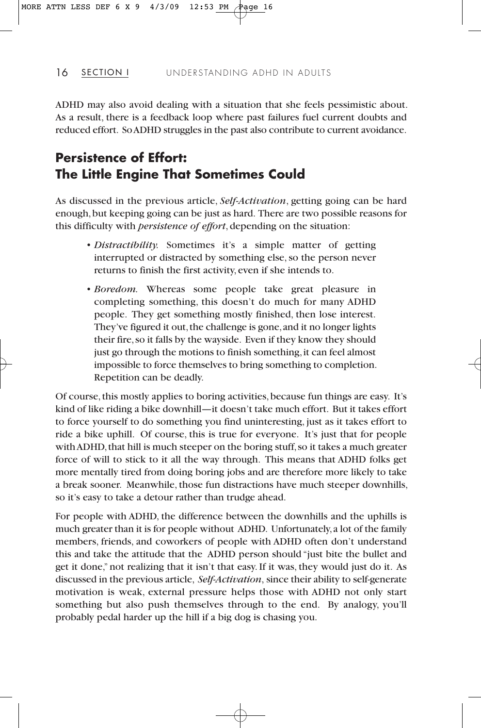ADHD may also avoid dealing with a situation that she feels pessimistic about. As a result, there is a feedback loop where past failures fuel current doubts and reduced effort. So ADHD struggles in the past also contribute to current avoidance.

## Persistence of Effort: The Little Engine That Sometimes Could

As discussed in the previous article, *Self-Activation*, getting going can be hard enough, but keeping going can be just as hard. There are two possible reasons for this difficulty with *persistence of effort*, depending on the situation:

- *Distractibility.* Sometimes it's a simple matter of getting interrupted or distracted by something else, so the person never returns to finish the first activity, even if she intends to.
- *Boredom.* Whereas some people take great pleasure in completing something, this doesn't do much for many ADHD people. They get something mostly finished, then lose interest. They've figured it out, the challenge is gone, and it no longer lights their fire, so it falls by the wayside. Even if they know they should just go through the motions to finish something, it can feel almost impossible to force themselves to bring something to completion. Repetition can be deadly.

Of course, this mostly applies to boring activities, because fun things are easy. It's kind of like riding a bike downhill—it doesn't take much effort. But it takes effort to force yourself to do something you find uninteresting, just as it takes effort to ride a bike uphill. Of course, this is true for everyone. It's just that for people with ADHD, that hill is much steeper on the boring stuff, so it takes a much greater force of will to stick to it all the way through. This means that ADHD folks get more mentally tired from doing boring jobs and are therefore more likely to take a break sooner. Meanwhile, those fun distractions have much steeper downhills, so it's easy to take a detour rather than trudge ahead.

For people with ADHD, the difference between the downhills and the uphills is much greater than it is for people without ADHD. Unfortunately, a lot of the family members, friends, and coworkers of people with ADHD often don't understand this and take the attitude that the ADHD person should "just bite the bullet and get it done," not realizing that it isn't that easy. If it was, they would just do it. As discussed in the previous article, *Self-Activation*, since their ability to self-generate motivation is weak, external pressure helps those with ADHD not only start something but also push themselves through to the end. By analogy, you'll probably pedal harder up the hill if a big dog is chasing you.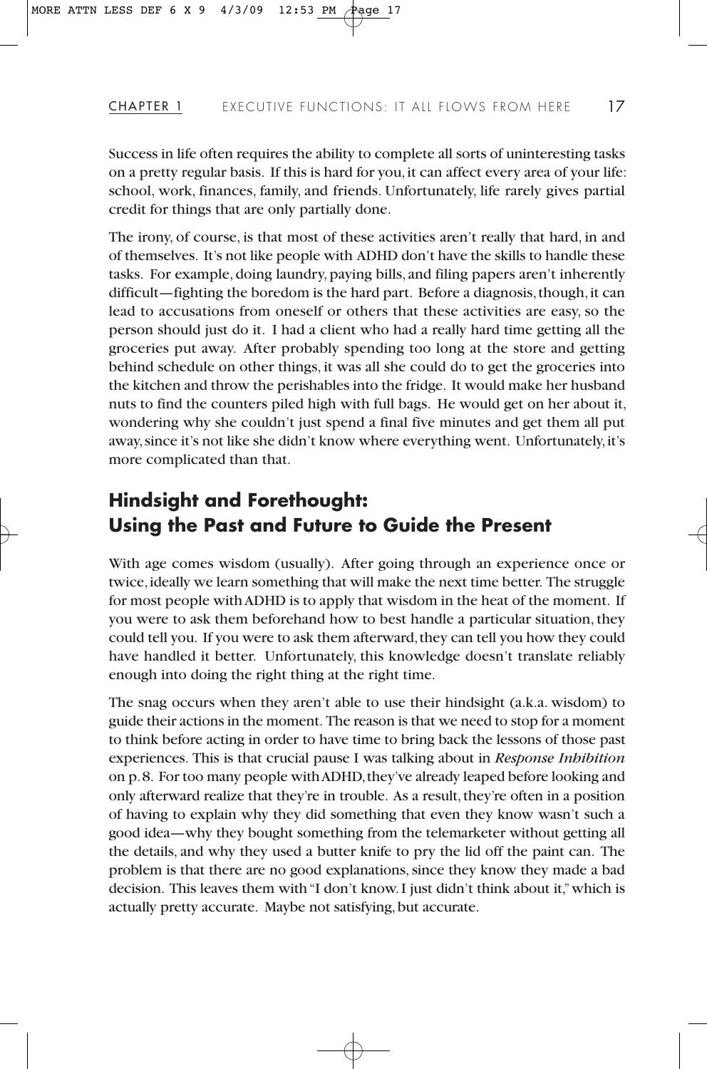Success in life often requires the ability to complete all sorts of uninteresting tasks on a pretty regular basis. If this is hard for you, it can affect every area of your life: school, work, finances, family, and friends. Unfortunately, life rarely gives partial credit for things that are only partially done.

The irony, of course, is that most of these activities aren't really that hard, in and of themselves. It's not like people with ADHD don't have the skills to handle these tasks. For example, doing laundry, paying bills, and filing papers aren't inherently difficult—fighting the boredom is the hard part. Before a diagnosis, though, it can lead to accusations from oneself or others that these activities are easy, so the person should just do it. I had a client who had a really hard time getting all the groceries put away. After probably spending too long at the store and getting behind schedule on other things, it was all she could do to get the groceries into the kitchen and throw the perishables into the fridge. It would make her husband nuts to find the counters piled high with full bags. He would get on her about it, wondering why she couldn't just spend a final five minutes and get them all put away, since it's not like she didn't know where everything went. Unfortunately, it's more complicated than that.

## Hindsight and Forethought: Using the Past and Future to Guide the Present

With age comes wisdom (usually). After going through an experience once or twice, ideally we learn something that will make the next time better. The struggle for most people with ADHD is to apply that wisdom in the heat of the moment. If you were to ask them beforehand how to best handle a particular situation, they could tell you. If you were to ask them afterward, they can tell you how they could have handled it better. Unfortunately, this knowledge doesn't translate reliably enough into doing the right thing at the right time.

The snag occurs when they aren't able to use their hindsight (a.k.a. wisdom) to guide their actions in the moment. The reason is that we need to stop for a moment to think before acting in order to have time to bring back the lessons of those past experiences. This is that crucial pause I was talking about in *Response Inhibition* on p. 8. For too many people with ADHD, they've already leaped before looking and only afterward realize that they're in trouble. As a result, they're often in a position of having to explain why they did something that even they know wasn't such a good idea—why they bought something from the telemarketer without getting all the details, and why they used a butter knife to pry the lid off the paint can. The problem is that there are no good explanations, since they know they made a bad decision. This leaves them with "I don't know. I just didn't think about it," which is actually pretty accurate. Maybe not satisfying, but accurate.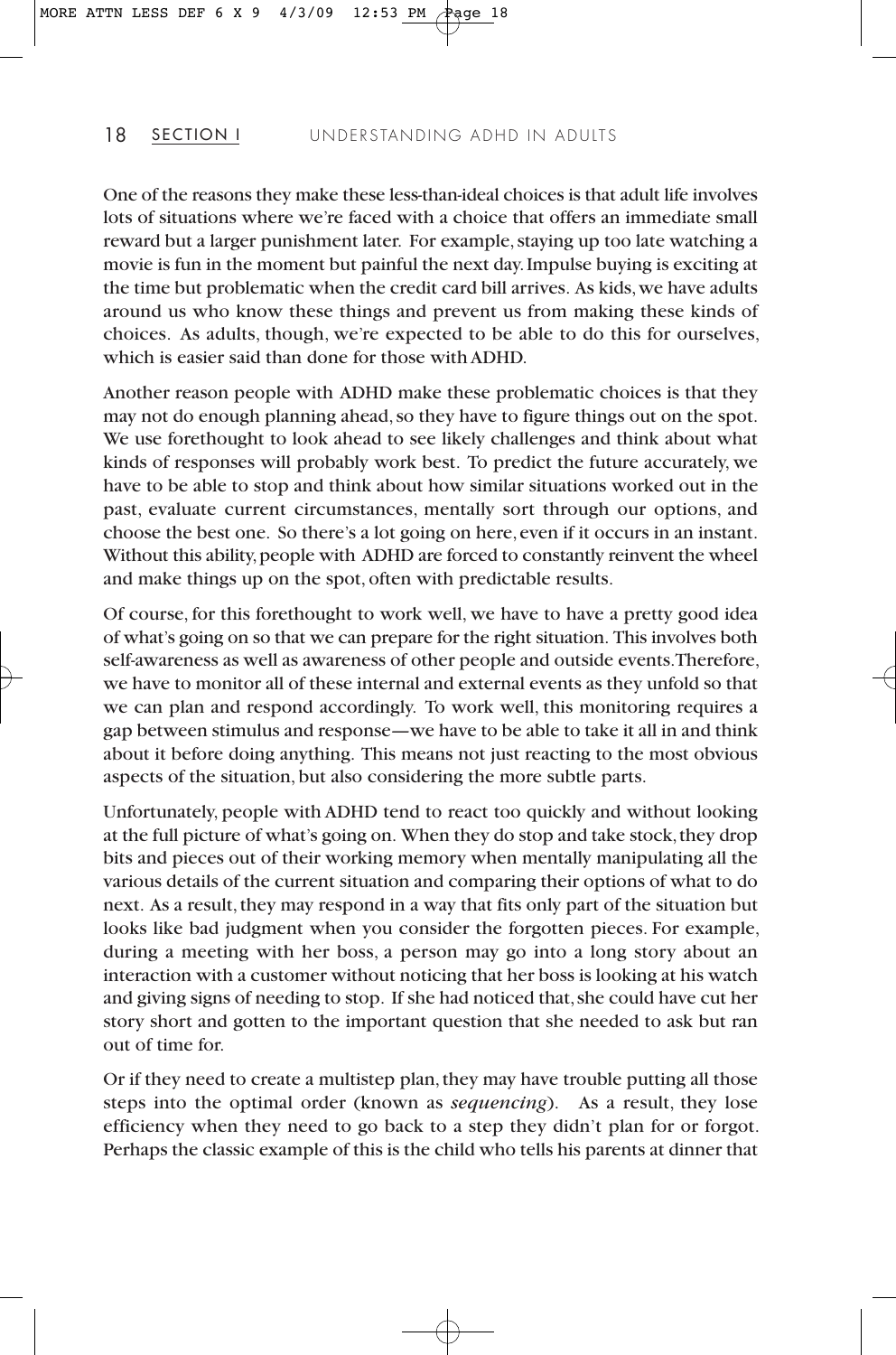One of the reasons they make these less-than-ideal choices is that adult life involves lots of situations where we're faced with a choice that offers an immediate small reward but a larger punishment later. For example, staying up too late watching a movie is fun in the moment but painful the next day. Impulse buying is exciting at the time but problematic when the credit card bill arrives. As kids, we have adults around us who know these things and prevent us from making these kinds of choices. As adults, though, we're expected to be able to do this for ourselves, which is easier said than done for those with ADHD.

Another reason people with ADHD make these problematic choices is that they may not do enough planning ahead, so they have to figure things out on the spot. We use forethought to look ahead to see likely challenges and think about what kinds of responses will probably work best. To predict the future accurately, we have to be able to stop and think about how similar situations worked out in the past, evaluate current circumstances, mentally sort through our options, and choose the best one. So there's a lot going on here, even if it occurs in an instant. Without this ability, people with ADHD are forced to constantly reinvent the wheel and make things up on the spot, often with predictable results.

Of course, for this forethought to work well, we have to have a pretty good idea of what's going on so that we can prepare for the right situation. This involves both self-awareness as well as awareness of other people and outside events. Therefore, we have to monitor all of these internal and external events as they unfold so that we can plan and respond accordingly. To work well, this monitoring requires a gap between stimulus and response—we have to be able to take it all in and think about it before doing anything. This means not just reacting to the most obvious aspects of the situation, but also considering the more subtle parts.

Unfortunately, people with ADHD tend to react too quickly and without looking at the full picture of what's going on. When they do stop and take stock, they drop bits and pieces out of their working memory when mentally manipulating all the various details of the current situation and comparing their options of what to do next. As a result, they may respond in a way that fits only part of the situation but looks like bad judgment when you consider the forgotten pieces. For example, during a meeting with her boss, a person may go into a long story about an interaction with a customer without noticing that her boss is looking at his watch and giving signs of needing to stop. If she had noticed that, she could have cut her story short and gotten to the important question that she needed to ask but ran out of time for.

Or if they need to create a multistep plan, they may have trouble putting all those steps into the optimal order (known as *sequencing*). As a result, they lose efficiency when they need to go back to a step they didn't plan for or forgot. Perhaps the classic example of this is the child who tells his parents at dinner that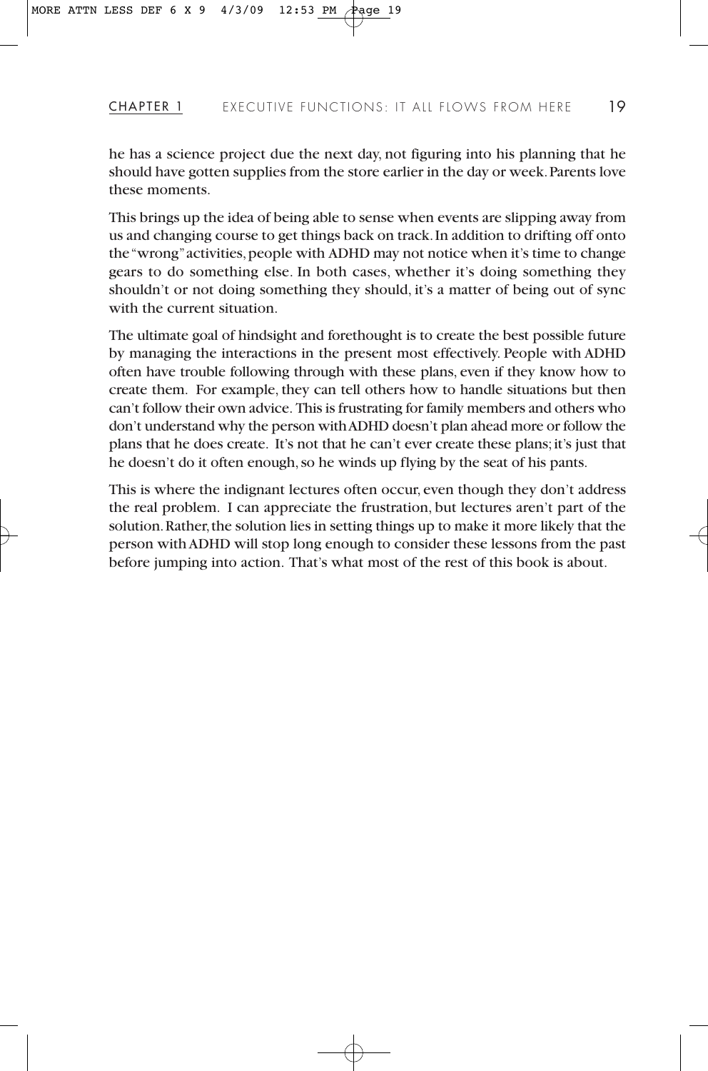he has a science project due the next day, not figuring into his planning that he should have gotten supplies from the store earlier in the day or week. Parents love these moments.

This brings up the idea of being able to sense when events are slipping away from us and changing course to get things back on track. In addition to drifting off onto the "wrong" activities, people with ADHD may not notice when it's time to change gears to do something else. In both cases, whether it's doing something they shouldn't or not doing something they should, it's a matter of being out of sync with the current situation.

The ultimate goal of hindsight and forethought is to create the best possible future by managing the interactions in the present most effectively. People with ADHD often have trouble following through with these plans, even if they know how to create them. For example, they can tell others how to handle situations but then can't follow their own advice. This is frustrating for family members and others who don't understand why the person with ADHD doesn't plan ahead more or follow the plans that he does create. It's not that he can't ever create these plans; it's just that he doesn't do it often enough, so he winds up flying by the seat of his pants.

This is where the indignant lectures often occur, even though they don't address the real problem. I can appreciate the frustration, but lectures aren't part of the solution. Rather, the solution lies in setting things up to make it more likely that the person with ADHD will stop long enough to consider these lessons from the past before jumping into action. That's what most of the rest of this book is about.